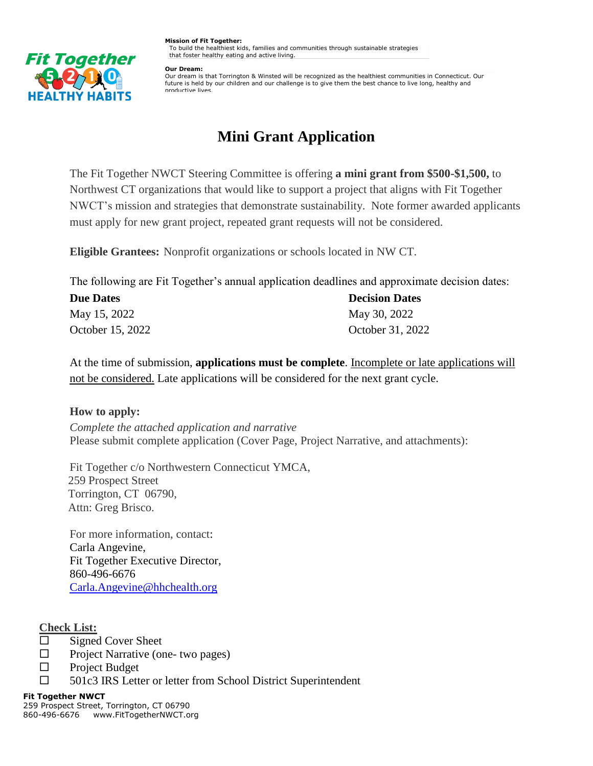**Mission of Fit Together:**
To build the healthiest kids, families and communities through sustainable strategies that foster healthy eating and active living.

**Our Dream:**
Our dream is that Torrington & Winsted will be recognized as the healthiest communities in Connecticut. Our future is held by our children and our challenge is to give them the best chance to live long, healthy and productive lives.

# Mini Grant Application

The Fit Together NWCT Steering Committee is offering **a mini grant from $500-$1,500,** to Northwest CT organizations that would like to support a project that aligns with Fit Together NWCT's mission and strategies that demonstrate sustainability. Note former awarded applicants must apply for new grant project, repeated grant requests will not be considered.

**Eligible Grantees:** Nonprofit organizations or schools located in NW CT.

The following are Fit Together's annual application deadlines and approximate decision dates:

| Due Dates | Decision Dates |
|---|---|
| May 15, 2022 | May 30, 2022 |
| October 15, 2022 | October 31, 2022 |

At the time of submission, **applications must be complete**. Incomplete or late applications will not be considered. Late applications will be considered for the next grant cycle.

**How to apply:**
*Complete the attached application and narrative*
Please submit complete application (Cover Page, Project Narrative, and attachments):

Fit Together c/o Northwestern Connecticut YMCA,
259 Prospect Street
Torrington, CT 06790,
Attn: Greg Brisco.

For more information, contact:
Carla Angevine,
Fit Together Executive Director,
860-496-6676
Carla.Angevine@hhchealth.org

**Check List:**

- ☐ Signed Cover Sheet
- ☐ Project Narrative (one- two pages)
- ☐ Project Budget
- ☐ 501c3 IRS Letter or letter from School District Superintendent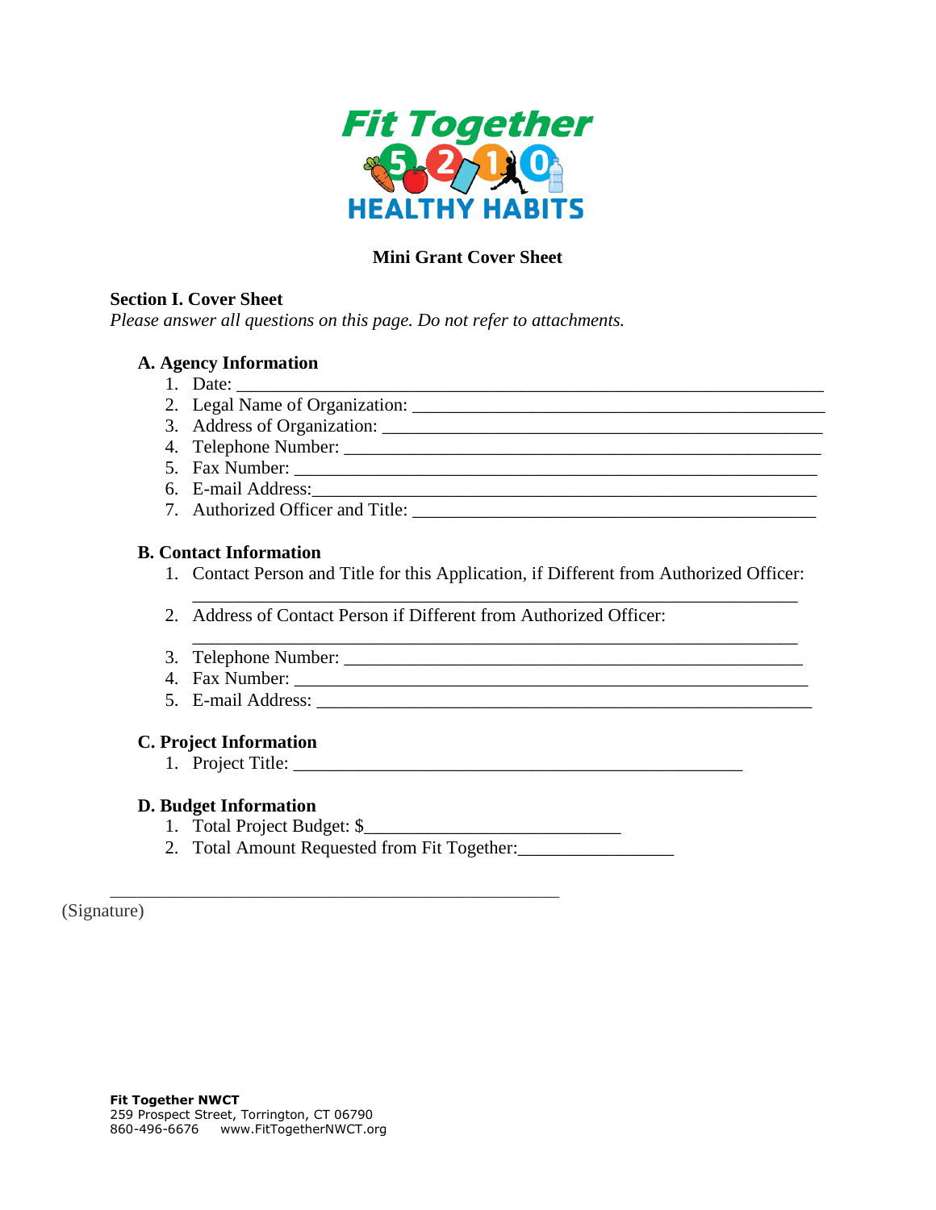Fit Together
5 2 1 0
HEALTHY HABITS

**Mini Grant Cover Sheet**

**Section I. Cover Sheet**

*Please answer all questions on this page. Do not refer to attachments.*

**A. Agency Information**

1. Date: ___________________________________________________________
2. Legal Name of Organization: __________________________________________
3. Address of Organization: _____________________________________________
4. Telephone Number: ________________________________________________
5. Fax Number: _____________________________________________________
6. E-mail Address:____________________________________________________
7. Authorized Officer and Title: _________________________________________

**B. Contact Information**

1. Contact Person and Title for this Application, if Different from Authorized Officer: ______________________________________________________________
2. Address of Contact Person if Different from Authorized Officer: ______________________________________________________________
3. Telephone Number: ________________________________________________
4. Fax Number: _____________________________________________________
5. E-mail Address: ___________________________________________________

**C. Project Information**

1. Project Title: ____________________________________________

**D. Budget Information**

1. Total Project Budget: $___________________________
2. Total Amount Requested from Fit Together:________________

_______________________________________________

(Signature)

**Fit Together NWCT**
259 Prospect Street, Torrington, CT 06790
860-496-6676 www.FitTogetherNWCT.org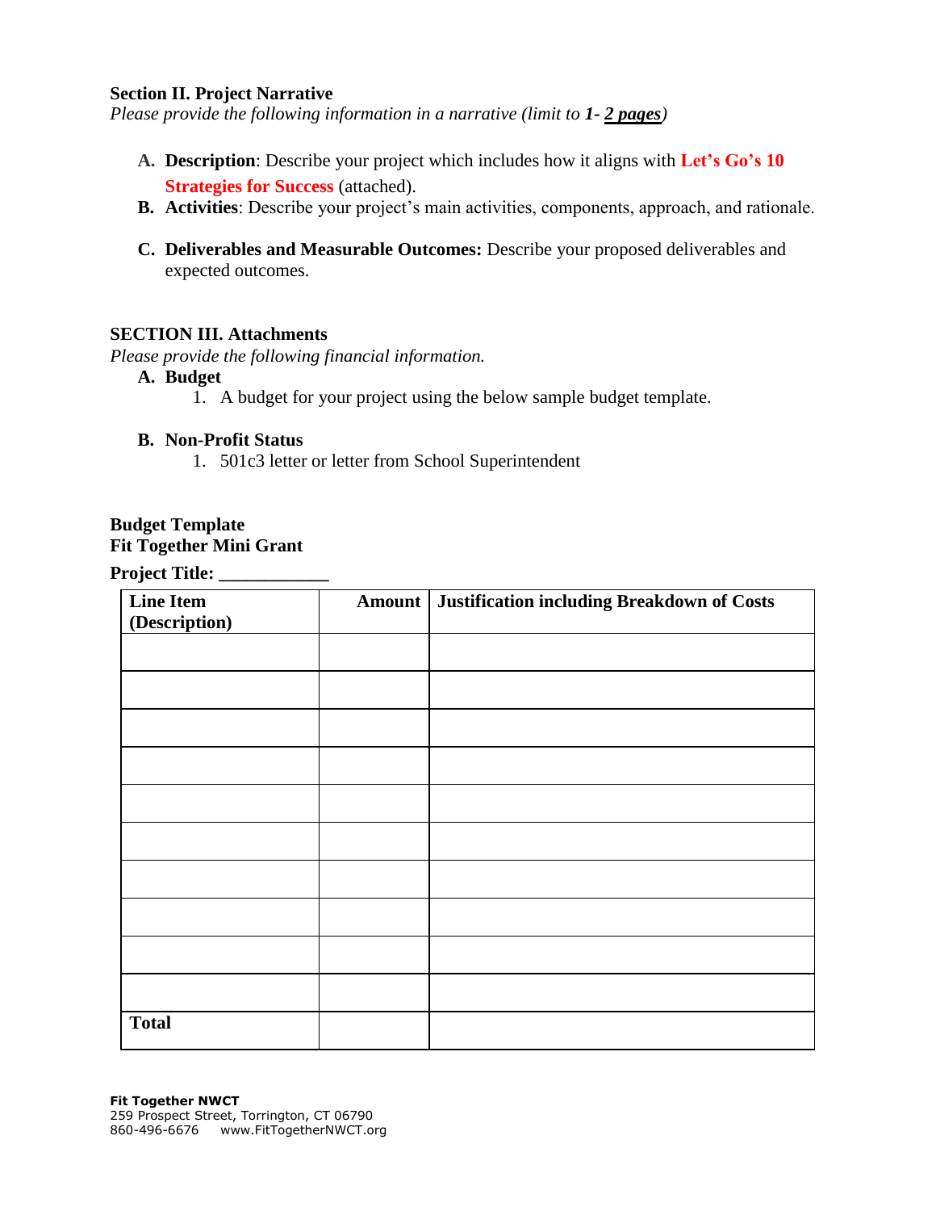## Section II. Project Narrative

*Please provide the following information in a narrative (limit to **1- 2 pages**)*

A. **Description**: Describe your project which includes how it aligns with **Let's Go's 10 Strategies for Success** (attached).
B. **Activities**: Describe your project's main activities, components, approach, and rationale.
C. **Deliverables and Measurable Outcomes:** Describe your proposed deliverables and expected outcomes.

## SECTION III. Attachments

*Please provide the following financial information.*

A. **Budget**
   1. A budget for your project using the below sample budget template.

B. **Non-Profit Status**
   1. 501c3 letter or letter from School Superintendent

**Budget Template**
**Fit Together Mini Grant**

**Project Title: ___________**

| Line Item (Description) | Amount | Justification including Breakdown of Costs |
|---|---|---|
| | | |
| | | |
| | | |
| | | |
| | | |
| | | |
| | | |
| | | |
| | | |
| | | |
| **Total** | | |

**Fit Together NWCT**
259 Prospect Street, Torrington, CT 06790
860-496-6676 www.FitTogetherNWCT.org